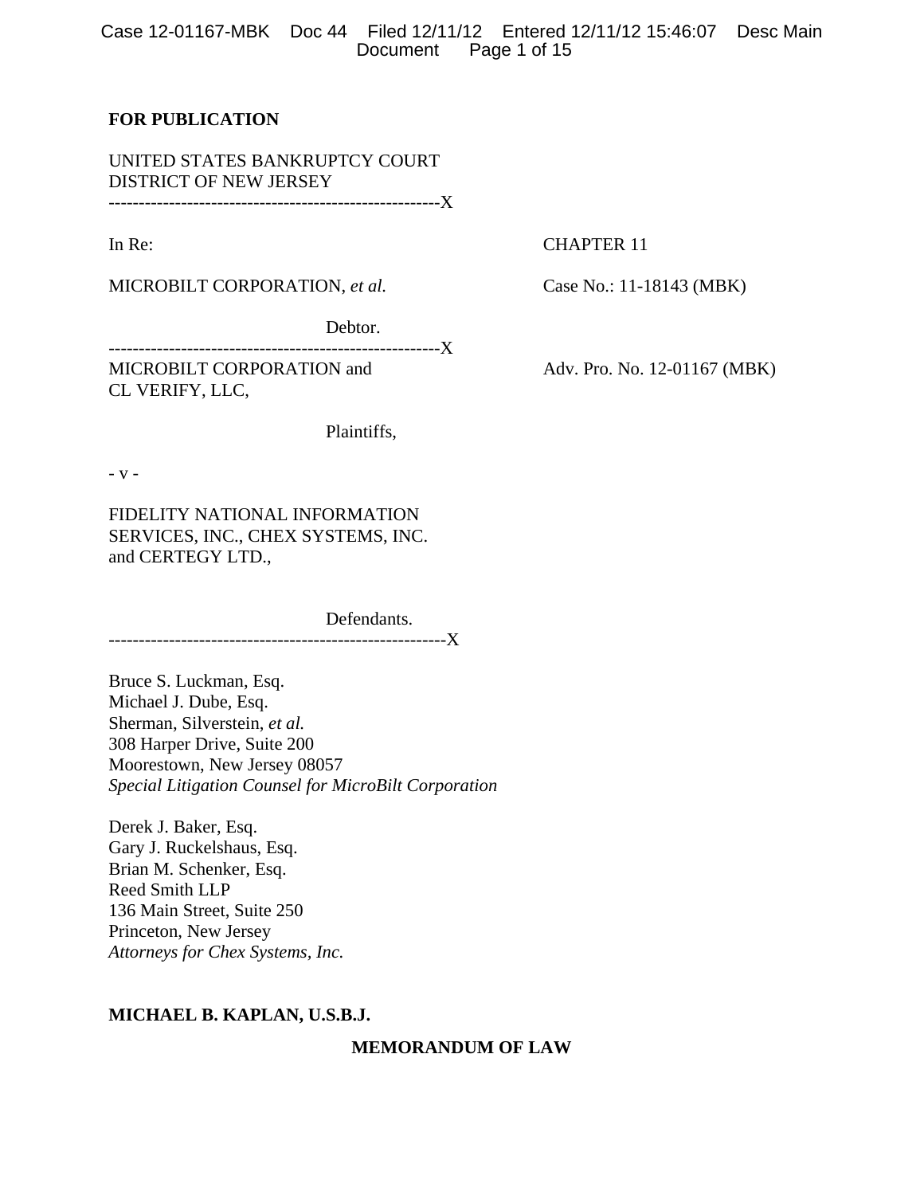**FOR PUBLICATION**

UNITED STATES BANKRUPTCY COURT
DISTRICT OF NEW JERSEY

------------------------------------------------------X

In Re: CHAPTER 11

MICROBILT CORPORATION, *et al.* Case No.: 11-18143 (MBK)

Debtor.

------------------------------------------------------X

MICROBILT CORPORATION and CL VERIFY, LLC, Adv. Pro. No. 12-01167 (MBK)

Plaintiffs,

- v -

FIDELITY NATIONAL INFORMATION SERVICES, INC., CHEX SYSTEMS, INC. and CERTEGY LTD.,

Defendants.

------------------------------------------------------X

Bruce S. Luckman, Esq.
Michael J. Dube, Esq.
Sherman, Silverstein, *et al.*
308 Harper Drive, Suite 200
Moorestown, New Jersey 08057
*Special Litigation Counsel for MicroBilt Corporation*

Derek J. Baker, Esq.
Gary J. Ruckelshaus, Esq.
Brian M. Schenker, Esq.
Reed Smith LLP
136 Main Street, Suite 250
Princeton, New Jersey
*Attorneys for Chex Systems, Inc.*

**MICHAEL B. KAPLAN, U.S.B.J.**

**MEMORANDUM OF LAW**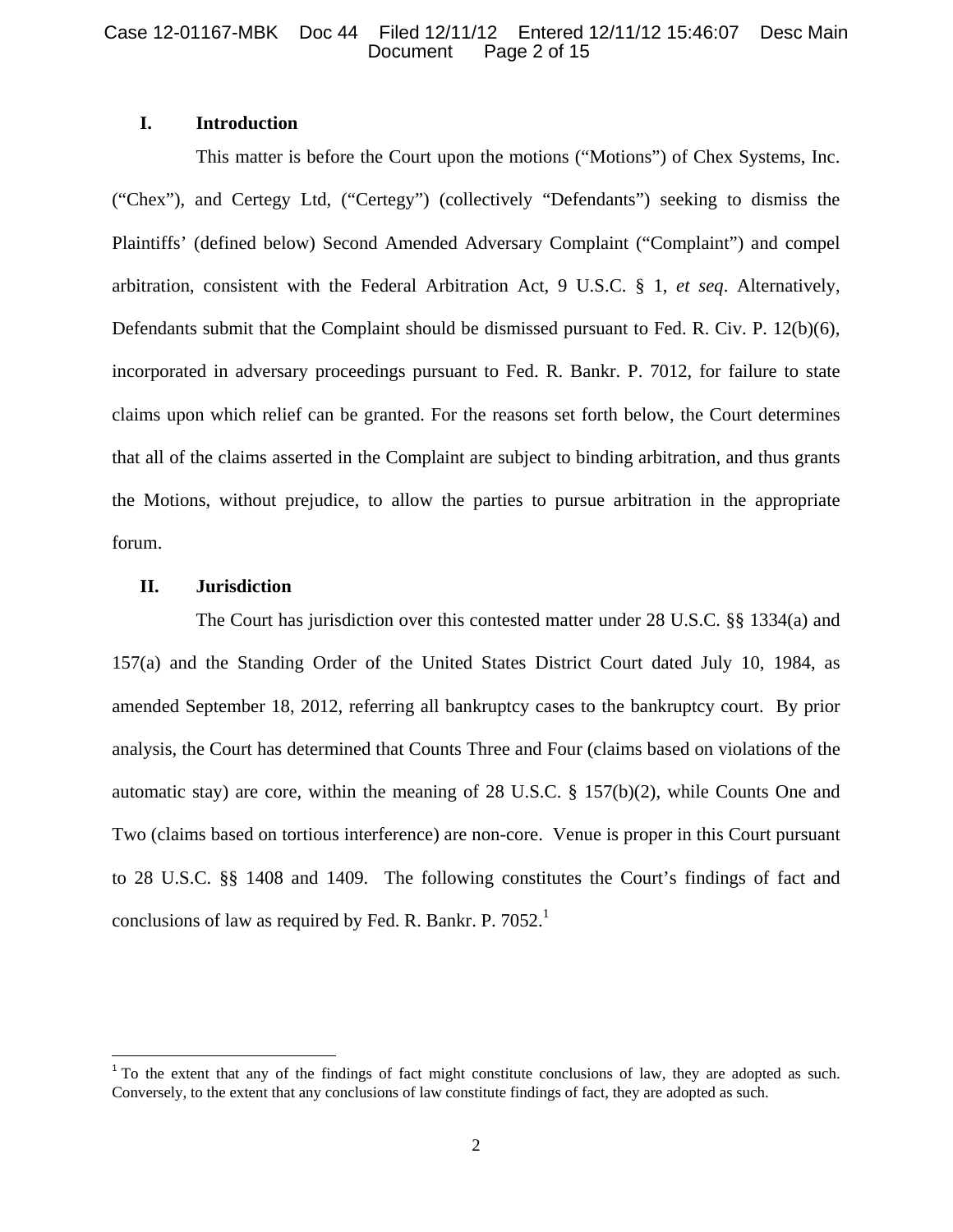## I. Introduction

This matter is before the Court upon the motions ("Motions") of Chex Systems, Inc. ("Chex"), and Certegy Ltd, ("Certegy") (collectively "Defendants") seeking to dismiss the Plaintiffs' (defined below) Second Amended Adversary Complaint ("Complaint") and compel arbitration, consistent with the Federal Arbitration Act, 9 U.S.C. § 1, *et seq*. Alternatively, Defendants submit that the Complaint should be dismissed pursuant to Fed. R. Civ. P. 12(b)(6), incorporated in adversary proceedings pursuant to Fed. R. Bankr. P. 7012, for failure to state claims upon which relief can be granted. For the reasons set forth below, the Court determines that all of the claims asserted in the Complaint are subject to binding arbitration, and thus grants the Motions, without prejudice, to allow the parties to pursue arbitration in the appropriate forum.

## II. Jurisdiction

The Court has jurisdiction over this contested matter under 28 U.S.C. §§ 1334(a) and 157(a) and the Standing Order of the United States District Court dated July 10, 1984, as amended September 18, 2012, referring all bankruptcy cases to the bankruptcy court. By prior analysis, the Court has determined that Counts Three and Four (claims based on violations of the automatic stay) are core, within the meaning of 28 U.S.C. § 157(b)(2), while Counts One and Two (claims based on tortious interference) are non-core. Venue is proper in this Court pursuant to 28 U.S.C. §§ 1408 and 1409. The following constitutes the Court's findings of fact and conclusions of law as required by Fed. R. Bankr. P. 7052.[1]

---

[1] To the extent that any of the findings of fact might constitute conclusions of law, they are adopted as such. Conversely, to the extent that any conclusions of law constitute findings of fact, they are adopted as such.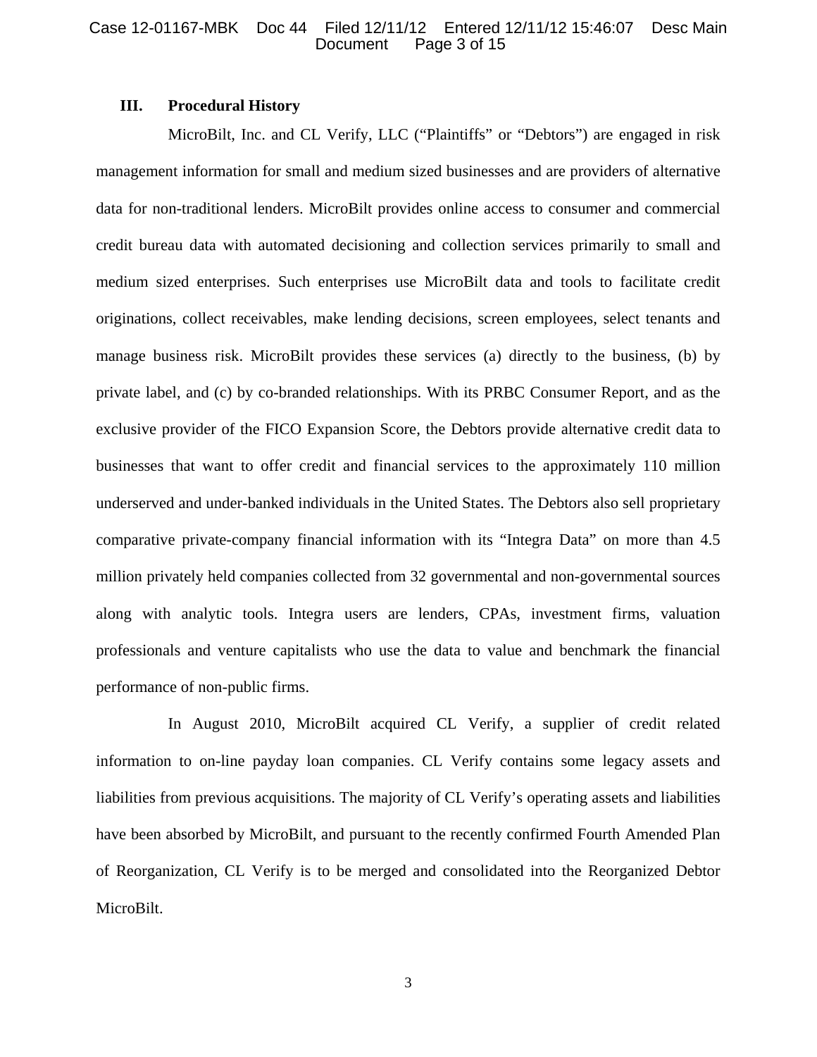### III. Procedural History

MicroBilt, Inc. and CL Verify, LLC (“Plaintiffs” or “Debtors”) are engaged in risk management information for small and medium sized businesses and are providers of alternative data for non-traditional lenders. MicroBilt provides online access to consumer and commercial credit bureau data with automated decisioning and collection services primarily to small and medium sized enterprises. Such enterprises use MicroBilt data and tools to facilitate credit originations, collect receivables, make lending decisions, screen employees, select tenants and manage business risk. MicroBilt provides these services (a) directly to the business, (b) by private label, and (c) by co-branded relationships. With its PRBC Consumer Report, and as the exclusive provider of the FICO Expansion Score, the Debtors provide alternative credit data to businesses that want to offer credit and financial services to the approximately 110 million underserved and under-banked individuals in the United States. The Debtors also sell proprietary comparative private-company financial information with its “Integra Data” on more than 4.5 million privately held companies collected from 32 governmental and non-governmental sources along with analytic tools. Integra users are lenders, CPAs, investment firms, valuation professionals and venture capitalists who use the data to value and benchmark the financial performance of non-public firms.

In August 2010, MicroBilt acquired CL Verify, a supplier of credit related information to on-line payday loan companies. CL Verify contains some legacy assets and liabilities from previous acquisitions. The majority of CL Verify’s operating assets and liabilities have been absorbed by MicroBilt, and pursuant to the recently confirmed Fourth Amended Plan of Reorganization, CL Verify is to be merged and consolidated into the Reorganized Debtor MicroBilt.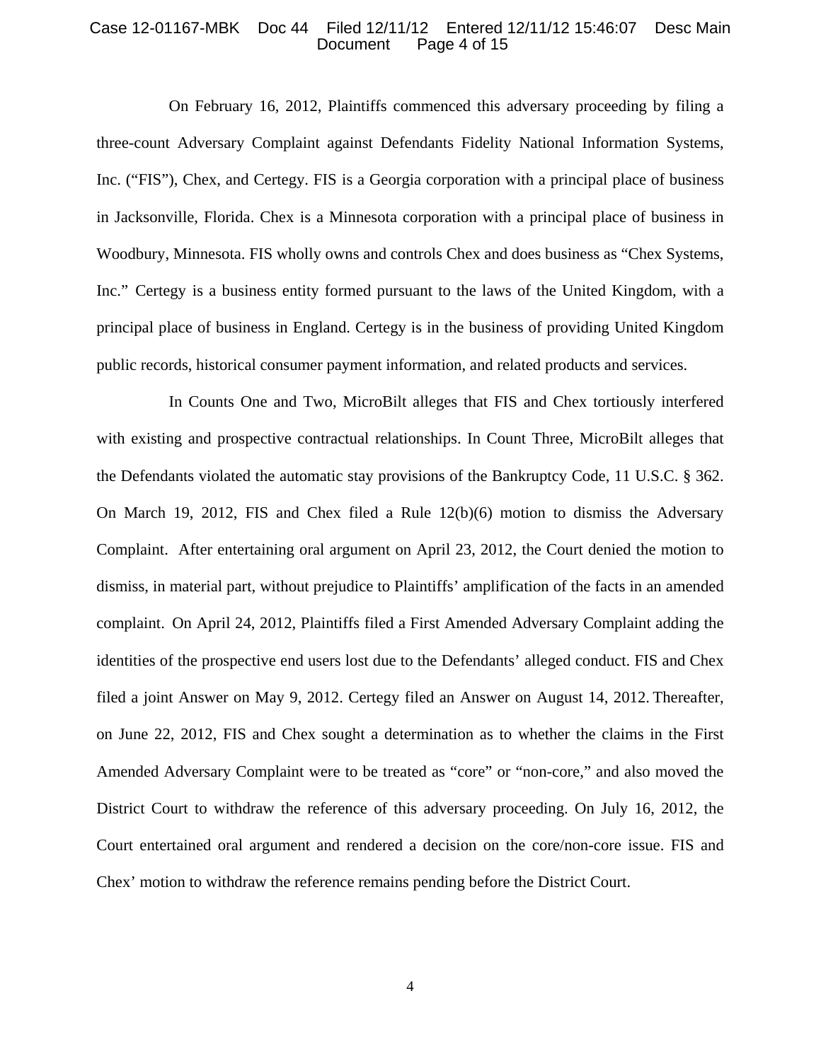On February 16, 2012, Plaintiffs commenced this adversary proceeding by filing a three-count Adversary Complaint against Defendants Fidelity National Information Systems, Inc. ("FIS"), Chex, and Certegy. FIS is a Georgia corporation with a principal place of business in Jacksonville, Florida. Chex is a Minnesota corporation with a principal place of business in Woodbury, Minnesota. FIS wholly owns and controls Chex and does business as "Chex Systems, Inc." Certegy is a business entity formed pursuant to the laws of the United Kingdom, with a principal place of business in England. Certegy is in the business of providing United Kingdom public records, historical consumer payment information, and related products and services.

In Counts One and Two, MicroBilt alleges that FIS and Chex tortiously interfered with existing and prospective contractual relationships. In Count Three, MicroBilt alleges that the Defendants violated the automatic stay provisions of the Bankruptcy Code, 11 U.S.C. § 362. On March 19, 2012, FIS and Chex filed a Rule 12(b)(6) motion to dismiss the Adversary Complaint. After entertaining oral argument on April 23, 2012, the Court denied the motion to dismiss, in material part, without prejudice to Plaintiffs' amplification of the facts in an amended complaint. On April 24, 2012, Plaintiffs filed a First Amended Adversary Complaint adding the identities of the prospective end users lost due to the Defendants' alleged conduct. FIS and Chex filed a joint Answer on May 9, 2012. Certegy filed an Answer on August 14, 2012. Thereafter, on June 22, 2012, FIS and Chex sought a determination as to whether the claims in the First Amended Adversary Complaint were to be treated as "core" or "non-core," and also moved the District Court to withdraw the reference of this adversary proceeding. On July 16, 2012, the Court entertained oral argument and rendered a decision on the core/non-core issue. FIS and Chex' motion to withdraw the reference remains pending before the District Court.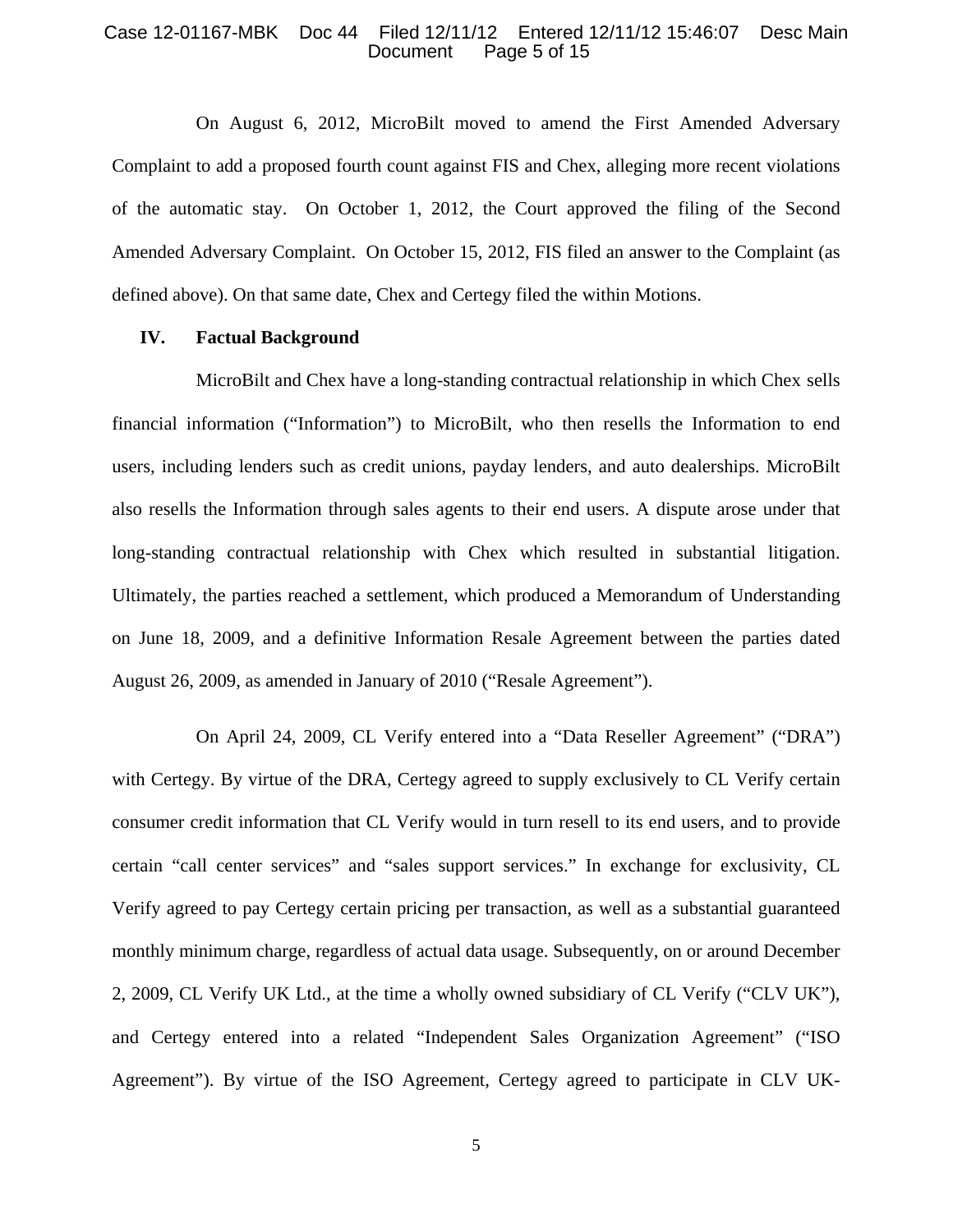On August 6, 2012, MicroBilt moved to amend the First Amended Adversary Complaint to add a proposed fourth count against FIS and Chex, alleging more recent violations of the automatic stay. On October 1, 2012, the Court approved the filing of the Second Amended Adversary Complaint. On October 15, 2012, FIS filed an answer to the Complaint (as defined above). On that same date, Chex and Certegy filed the within Motions.

## IV. Factual Background

MicroBilt and Chex have a long-standing contractual relationship in which Chex sells financial information ("Information") to MicroBilt, who then resells the Information to end users, including lenders such as credit unions, payday lenders, and auto dealerships. MicroBilt also resells the Information through sales agents to their end users. A dispute arose under that long-standing contractual relationship with Chex which resulted in substantial litigation. Ultimately, the parties reached a settlement, which produced a Memorandum of Understanding on June 18, 2009, and a definitive Information Resale Agreement between the parties dated August 26, 2009, as amended in January of 2010 ("Resale Agreement").

On April 24, 2009, CL Verify entered into a "Data Reseller Agreement" ("DRA") with Certegy. By virtue of the DRA, Certegy agreed to supply exclusively to CL Verify certain consumer credit information that CL Verify would in turn resell to its end users, and to provide certain "call center services" and "sales support services." In exchange for exclusivity, CL Verify agreed to pay Certegy certain pricing per transaction, as well as a substantial guaranteed monthly minimum charge, regardless of actual data usage. Subsequently, on or around December 2, 2009, CL Verify UK Ltd., at the time a wholly owned subsidiary of CL Verify ("CLV UK"), and Certegy entered into a related "Independent Sales Organization Agreement" ("ISO Agreement"). By virtue of the ISO Agreement, Certegy agreed to participate in CLV UK-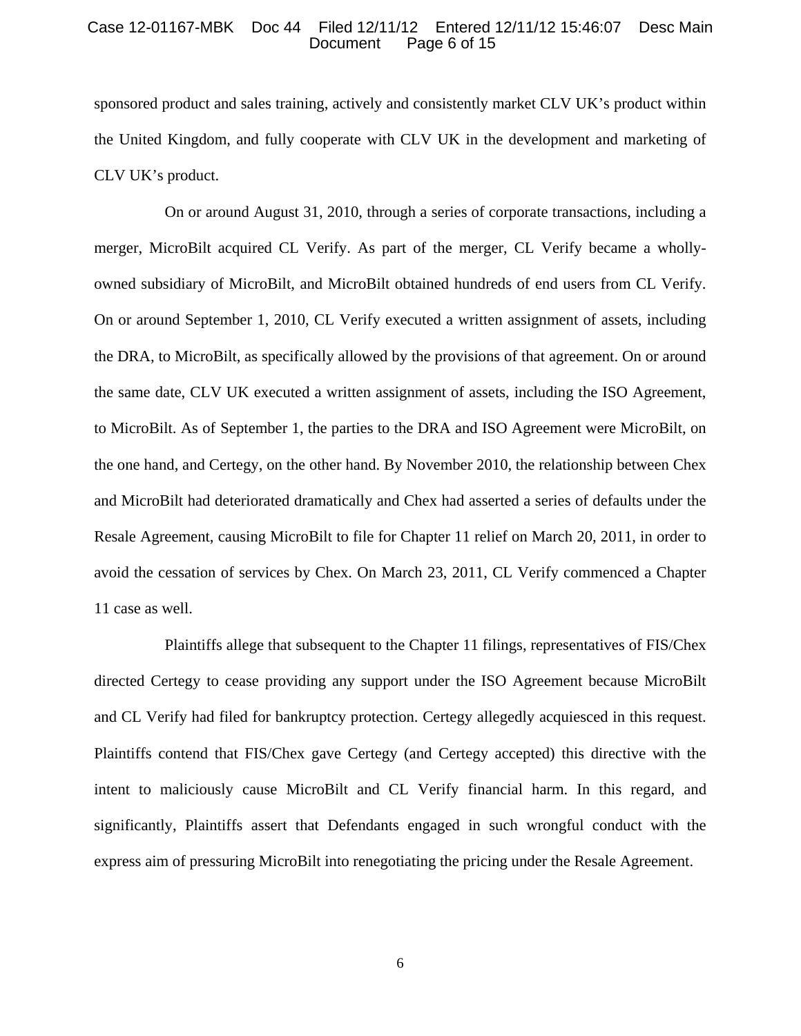sponsored product and sales training, actively and consistently market CLV UK's product within the United Kingdom, and fully cooperate with CLV UK in the development and marketing of CLV UK's product.

On or around August 31, 2010, through a series of corporate transactions, including a merger, MicroBilt acquired CL Verify. As part of the merger, CL Verify became a wholly-owned subsidiary of MicroBilt, and MicroBilt obtained hundreds of end users from CL Verify. On or around September 1, 2010, CL Verify executed a written assignment of assets, including the DRA, to MicroBilt, as specifically allowed by the provisions of that agreement. On or around the same date, CLV UK executed a written assignment of assets, including the ISO Agreement, to MicroBilt. As of September 1, the parties to the DRA and ISO Agreement were MicroBilt, on the one hand, and Certegy, on the other hand. By November 2010, the relationship between Chex and MicroBilt had deteriorated dramatically and Chex had asserted a series of defaults under the Resale Agreement, causing MicroBilt to file for Chapter 11 relief on March 20, 2011, in order to avoid the cessation of services by Chex. On March 23, 2011, CL Verify commenced a Chapter 11 case as well.

Plaintiffs allege that subsequent to the Chapter 11 filings, representatives of FIS/Chex directed Certegy to cease providing any support under the ISO Agreement because MicroBilt and CL Verify had filed for bankruptcy protection. Certegy allegedly acquiesced in this request. Plaintiffs contend that FIS/Chex gave Certegy (and Certegy accepted) this directive with the intent to maliciously cause MicroBilt and CL Verify financial harm. In this regard, and significantly, Plaintiffs assert that Defendants engaged in such wrongful conduct with the express aim of pressuring MicroBilt into renegotiating the pricing under the Resale Agreement.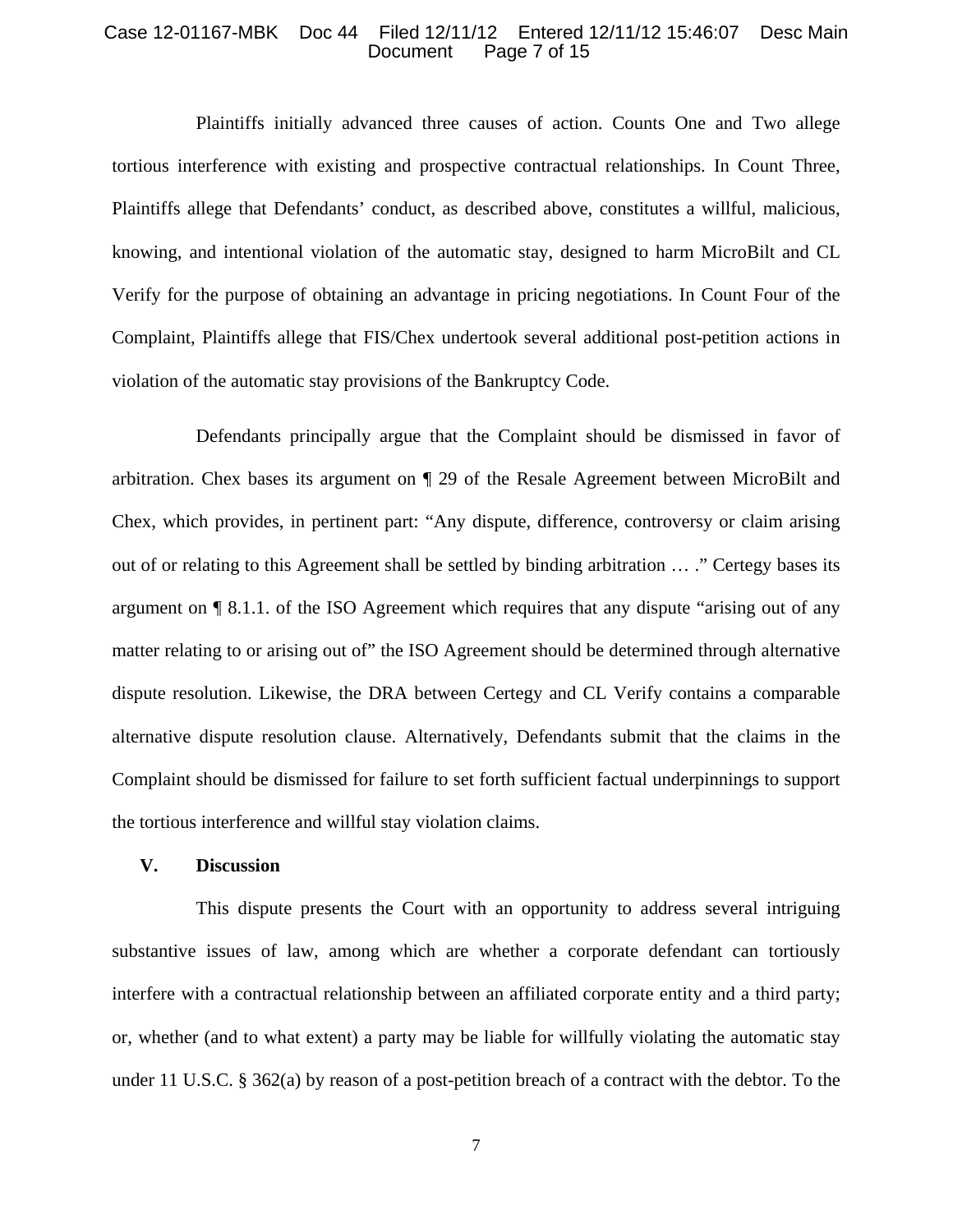Plaintiffs initially advanced three causes of action. Counts One and Two allege tortious interference with existing and prospective contractual relationships. In Count Three, Plaintiffs allege that Defendants' conduct, as described above, constitutes a willful, malicious, knowing, and intentional violation of the automatic stay, designed to harm MicroBilt and CL Verify for the purpose of obtaining an advantage in pricing negotiations. In Count Four of the Complaint, Plaintiffs allege that FIS/Chex undertook several additional post-petition actions in violation of the automatic stay provisions of the Bankruptcy Code.

Defendants principally argue that the Complaint should be dismissed in favor of arbitration. Chex bases its argument on ¶ 29 of the Resale Agreement between MicroBilt and Chex, which provides, in pertinent part: "Any dispute, difference, controversy or claim arising out of or relating to this Agreement shall be settled by binding arbitration … ." Certegy bases its argument on ¶ 8.1.1. of the ISO Agreement which requires that any dispute "arising out of any matter relating to or arising out of" the ISO Agreement should be determined through alternative dispute resolution. Likewise, the DRA between Certegy and CL Verify contains a comparable alternative dispute resolution clause. Alternatively, Defendants submit that the claims in the Complaint should be dismissed for failure to set forth sufficient factual underpinnings to support the tortious interference and willful stay violation claims.

## V. Discussion

This dispute presents the Court with an opportunity to address several intriguing substantive issues of law, among which are whether a corporate defendant can tortiously interfere with a contractual relationship between an affiliated corporate entity and a third party; or, whether (and to what extent) a party may be liable for willfully violating the automatic stay under 11 U.S.C. § 362(a) by reason of a post-petition breach of a contract with the debtor. To the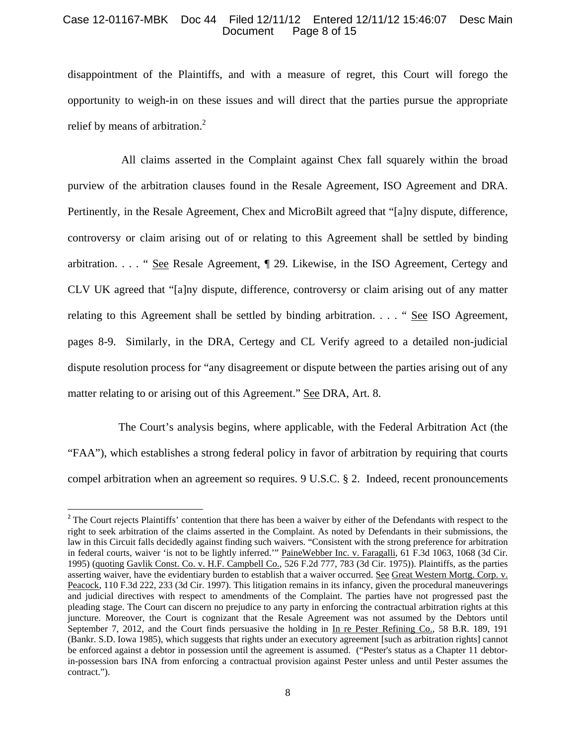disappointment of the Plaintiffs, and with a measure of regret, this Court will forego the opportunity to weigh-in on these issues and will direct that the parties pursue the appropriate relief by means of arbitration.[2]

All claims asserted in the Complaint against Chex fall squarely within the broad purview of the arbitration clauses found in the Resale Agreement, ISO Agreement and DRA. Pertinently, in the Resale Agreement, Chex and MicroBilt agreed that "[a]ny dispute, difference, controversy or claim arising out of or relating to this Agreement shall be settled by binding arbitration. . . . " See Resale Agreement, ¶ 29. Likewise, in the ISO Agreement, Certegy and CLV UK agreed that "[a]ny dispute, difference, controversy or claim arising out of any matter relating to this Agreement shall be settled by binding arbitration. . . . " See ISO Agreement, pages 8-9. Similarly, in the DRA, Certegy and CL Verify agreed to a detailed non-judicial dispute resolution process for "any disagreement or dispute between the parties arising out of any matter relating to or arising out of this Agreement." See DRA, Art. 8.

The Court's analysis begins, where applicable, with the Federal Arbitration Act (the "FAA"), which establishes a strong federal policy in favor of arbitration by requiring that courts compel arbitration when an agreement so requires. 9 U.S.C. § 2. Indeed, recent pronouncements

---

[2] The Court rejects Plaintiffs' contention that there has been a waiver by either of the Defendants with respect to the right to seek arbitration of the claims asserted in the Complaint. As noted by Defendants in their submissions, the law in this Circuit falls decidedly against finding such waivers. "Consistent with the strong preference for arbitration in federal courts, waiver 'is not to be lightly inferred.'" PaineWebber Inc. v. Faragalli, 61 F.3d 1063, 1068 (3d Cir. 1995) (quoting Gavlik Const. Co. v. H.F. Campbell Co., 526 F.2d 777, 783 (3d Cir. 1975)). Plaintiffs, as the parties asserting waiver, have the evidentiary burden to establish that a waiver occurred. See Great Western Mortg. Corp. v. Peacock, 110 F.3d 222, 233 (3d Cir. 1997). This litigation remains in its infancy, given the procedural maneuverings and judicial directives with respect to amendments of the Complaint. The parties have not progressed past the pleading stage. The Court can discern no prejudice to any party in enforcing the contractual arbitration rights at this juncture. Moreover, the Court is cognizant that the Resale Agreement was not assumed by the Debtors until September 7, 2012, and the Court finds persuasive the holding in In re Pester Refining Co., 58 B.R. 189, 191 (Bankr. S.D. Iowa 1985), which suggests that rights under an executory agreement [such as arbitration rights] cannot be enforced against a debtor in possession until the agreement is assumed. ("Pester's status as a Chapter 11 debtor-in-possession bars INA from enforcing a contractual provision against Pester unless and until Pester assumes the contract.").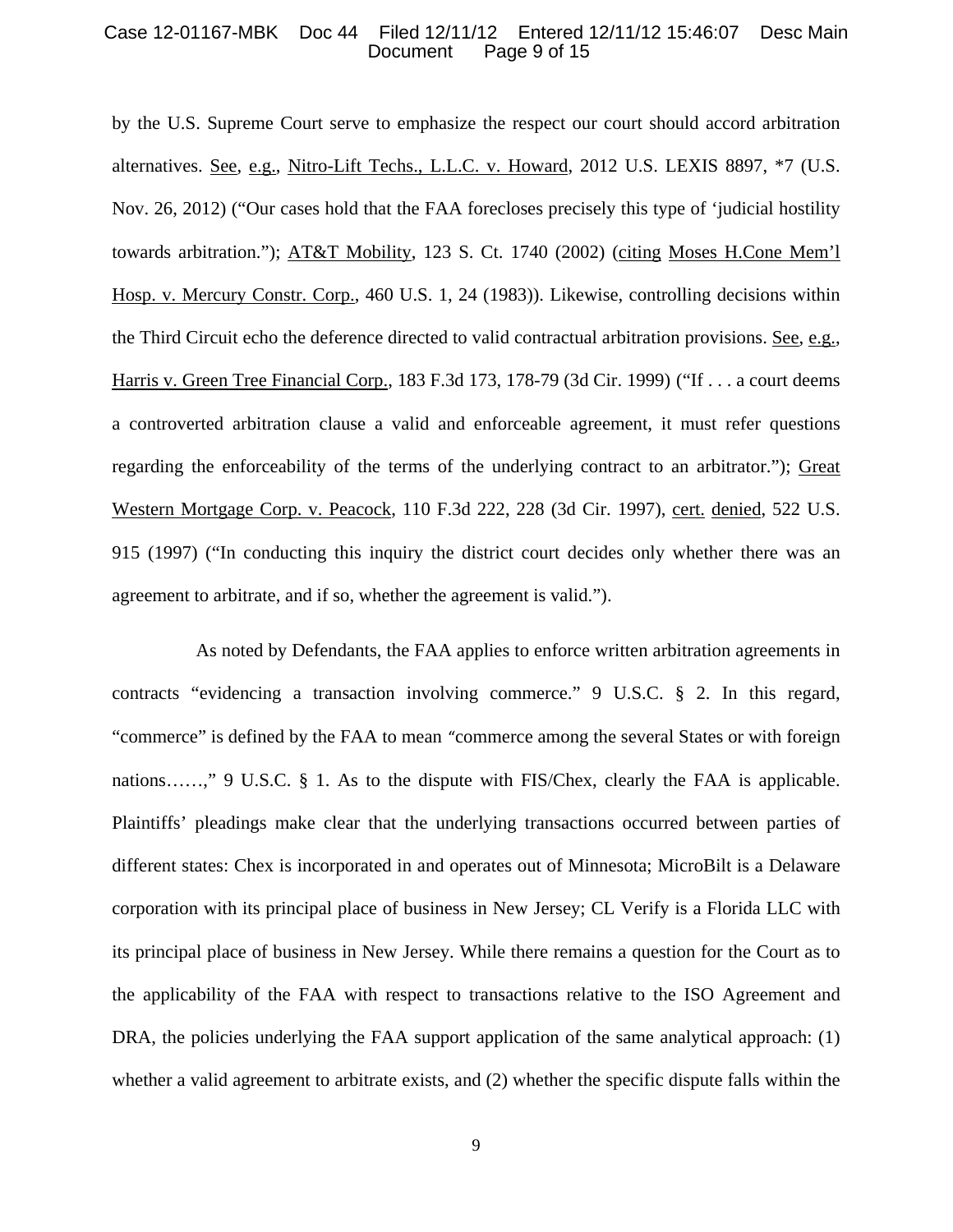by the U.S. Supreme Court serve to emphasize the respect our court should accord arbitration alternatives. See, e.g., Nitro-Lift Techs., L.L.C. v. Howard, 2012 U.S. LEXIS 8897, *7 (U.S. Nov. 26, 2012) ("Our cases hold that the FAA forecloses precisely this type of 'judicial hostility towards arbitration."); AT&T Mobility, 123 S. Ct. 1740 (2002) (citing Moses H.Cone Mem'l Hosp. v. Mercury Constr. Corp., 460 U.S. 1, 24 (1983)). Likewise, controlling decisions within the Third Circuit echo the deference directed to valid contractual arbitration provisions. See, e.g., Harris v. Green Tree Financial Corp., 183 F.3d 173, 178-79 (3d Cir. 1999) ("If . . . a court deems a controverted arbitration clause a valid and enforceable agreement, it must refer questions regarding the enforceability of the terms of the underlying contract to an arbitrator."); Great Western Mortgage Corp. v. Peacock, 110 F.3d 222, 228 (3d Cir. 1997), cert. denied, 522 U.S. 915 (1997) ("In conducting this inquiry the district court decides only whether there was an agreement to arbitrate, and if so, whether the agreement is valid.").

As noted by Defendants, the FAA applies to enforce written arbitration agreements in contracts "evidencing a transaction involving commerce." 9 U.S.C. § 2. In this regard, "commerce" is defined by the FAA to mean "commerce among the several States or with foreign nations……," 9 U.S.C. § 1. As to the dispute with FIS/Chex, clearly the FAA is applicable. Plaintiffs' pleadings make clear that the underlying transactions occurred between parties of different states: Chex is incorporated in and operates out of Minnesota; MicroBilt is a Delaware corporation with its principal place of business in New Jersey; CL Verify is a Florida LLC with its principal place of business in New Jersey. While there remains a question for the Court as to the applicability of the FAA with respect to transactions relative to the ISO Agreement and DRA, the policies underlying the FAA support application of the same analytical approach: (1) whether a valid agreement to arbitrate exists, and (2) whether the specific dispute falls within the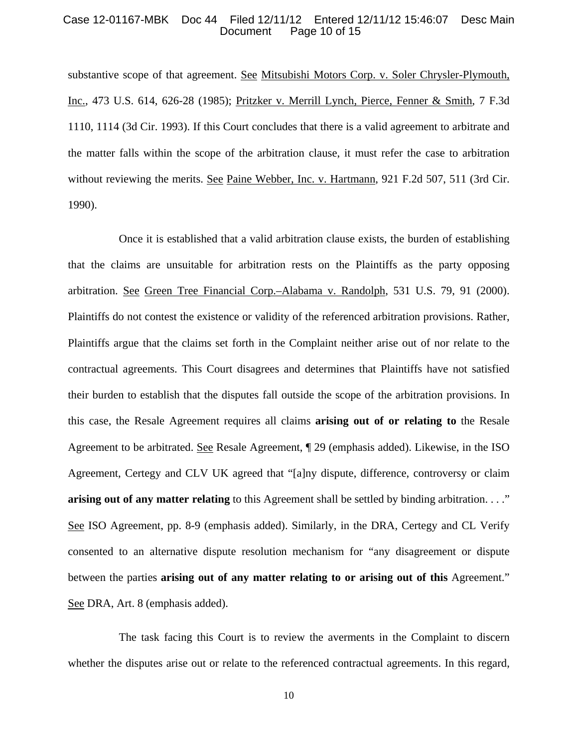substantive scope of that agreement. See Mitsubishi Motors Corp. v. Soler Chrysler-Plymouth, Inc., 473 U.S. 614, 626-28 (1985); Pritzker v. Merrill Lynch, Pierce, Fenner & Smith, 7 F.3d 1110, 1114 (3d Cir. 1993). If this Court concludes that there is a valid agreement to arbitrate and the matter falls within the scope of the arbitration clause, it must refer the case to arbitration without reviewing the merits. See Paine Webber, Inc. v. Hartmann, 921 F.2d 507, 511 (3rd Cir. 1990).

Once it is established that a valid arbitration clause exists, the burden of establishing that the claims are unsuitable for arbitration rests on the Plaintiffs as the party opposing arbitration. See Green Tree Financial Corp.–Alabama v. Randolph, 531 U.S. 79, 91 (2000). Plaintiffs do not contest the existence or validity of the referenced arbitration provisions. Rather, Plaintiffs argue that the claims set forth in the Complaint neither arise out of nor relate to the contractual agreements. This Court disagrees and determines that Plaintiffs have not satisfied their burden to establish that the disputes fall outside the scope of the arbitration provisions. In this case, the Resale Agreement requires all claims **arising out of or relating to** the Resale Agreement to be arbitrated. See Resale Agreement, ¶ 29 (emphasis added). Likewise, in the ISO Agreement, Certegy and CLV UK agreed that "[a]ny dispute, difference, controversy or claim **arising out of any matter relating** to this Agreement shall be settled by binding arbitration. . . ." See ISO Agreement, pp. 8-9 (emphasis added). Similarly, in the DRA, Certegy and CL Verify consented to an alternative dispute resolution mechanism for "any disagreement or dispute between the parties **arising out of any matter relating to or arising out of this** Agreement." See DRA, Art. 8 (emphasis added).

The task facing this Court is to review the averments in the Complaint to discern whether the disputes arise out or relate to the referenced contractual agreements. In this regard,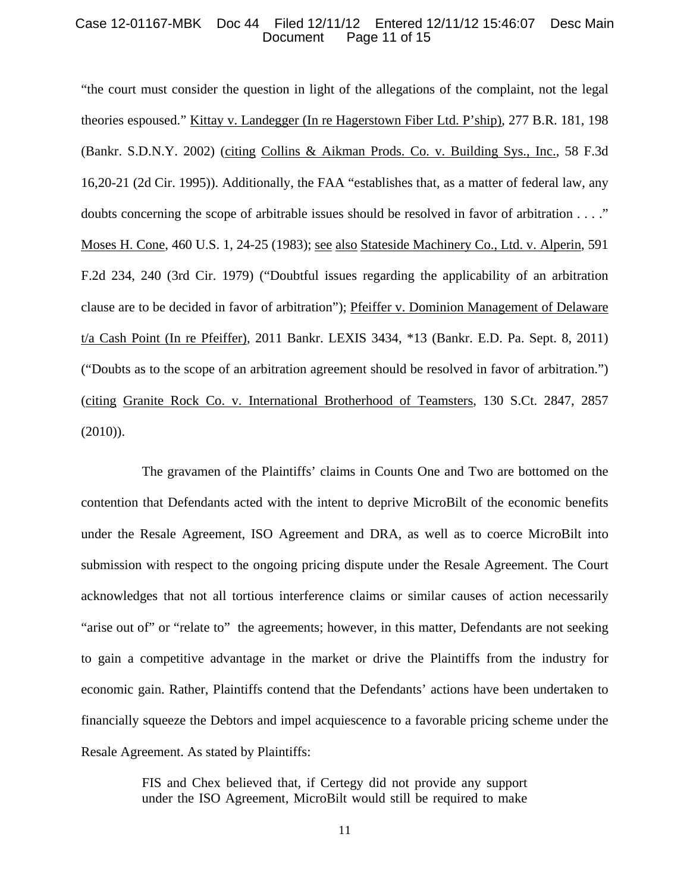"the court must consider the question in light of the allegations of the complaint, not the legal theories espoused." Kittay v. Landegger (In re Hagerstown Fiber Ltd. P'ship), 277 B.R. 181, 198 (Bankr. S.D.N.Y. 2002) (citing Collins & Aikman Prods. Co. v. Building Sys., Inc., 58 F.3d 16,20-21 (2d Cir. 1995)). Additionally, the FAA "establishes that, as a matter of federal law, any doubts concerning the scope of arbitrable issues should be resolved in favor of arbitration . . . ." Moses H. Cone, 460 U.S. 1, 24-25 (1983); see also Stateside Machinery Co., Ltd. v. Alperin, 591 F.2d 234, 240 (3rd Cir. 1979) ("Doubtful issues regarding the applicability of an arbitration clause are to be decided in favor of arbitration"); Pfeiffer v. Dominion Management of Delaware t/a Cash Point (In re Pfeiffer), 2011 Bankr. LEXIS 3434, *13 (Bankr. E.D. Pa. Sept. 8, 2011) ("Doubts as to the scope of an arbitration agreement should be resolved in favor of arbitration.") (citing Granite Rock Co. v. International Brotherhood of Teamsters, 130 S.Ct. 2847, 2857 (2010)).

The gravamen of the Plaintiffs' claims in Counts One and Two are bottomed on the contention that Defendants acted with the intent to deprive MicroBilt of the economic benefits under the Resale Agreement, ISO Agreement and DRA, as well as to coerce MicroBilt into submission with respect to the ongoing pricing dispute under the Resale Agreement. The Court acknowledges that not all tortious interference claims or similar causes of action necessarily "arise out of" or "relate to" the agreements; however, in this matter, Defendants are not seeking to gain a competitive advantage in the market or drive the Plaintiffs from the industry for economic gain. Rather, Plaintiffs contend that the Defendants' actions have been undertaken to financially squeeze the Debtors and impel acquiescence to a favorable pricing scheme under the Resale Agreement. As stated by Plaintiffs:

> FIS and Chex believed that, if Certegy did not provide any support under the ISO Agreement, MicroBilt would still be required to make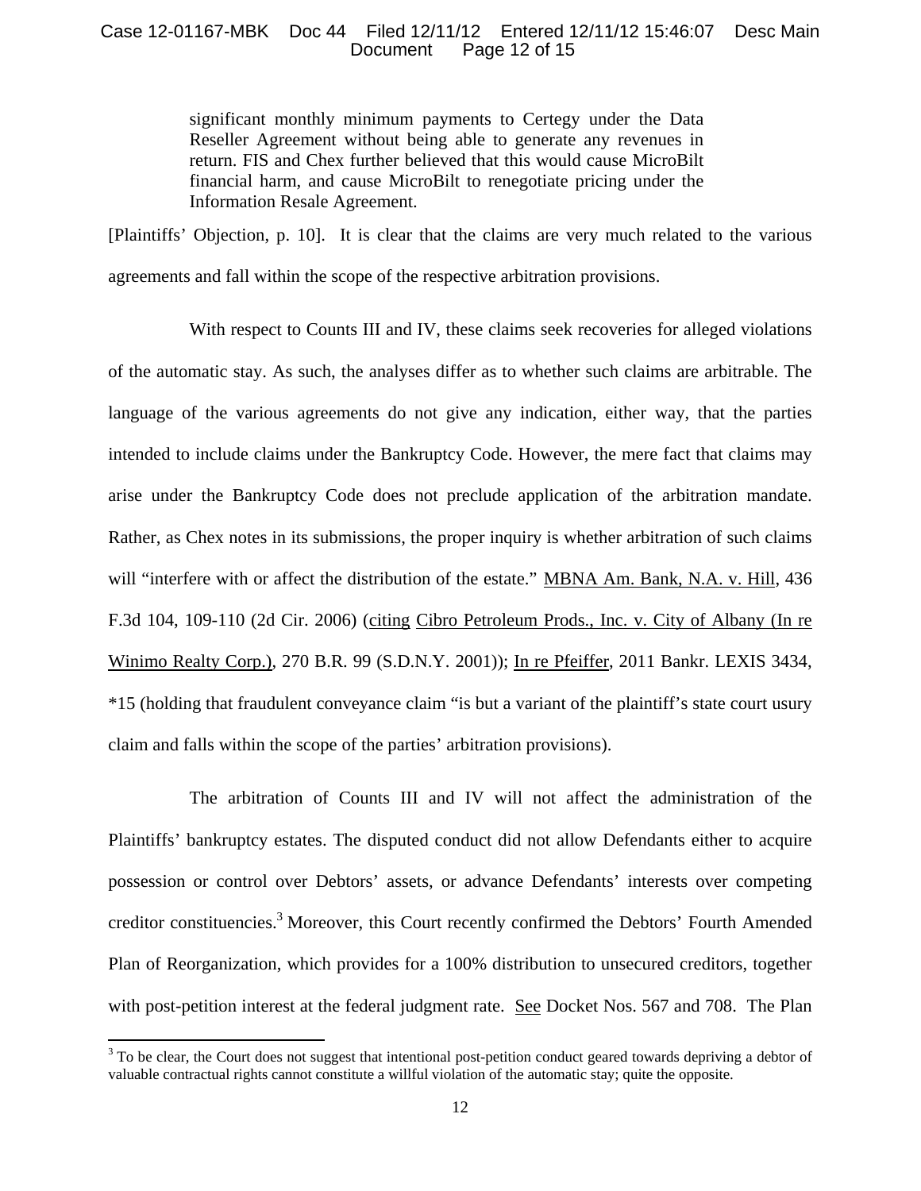> significant monthly minimum payments to Certegy under the Data Reseller Agreement without being able to generate any revenues in return. FIS and Chex further believed that this would cause MicroBilt financial harm, and cause MicroBilt to renegotiate pricing under the Information Resale Agreement.

[Plaintiffs' Objection, p. 10]. It is clear that the claims are very much related to the various agreements and fall within the scope of the respective arbitration provisions.

With respect to Counts III and IV, these claims seek recoveries for alleged violations of the automatic stay. As such, the analyses differ as to whether such claims are arbitrable. The language of the various agreements do not give any indication, either way, that the parties intended to include claims under the Bankruptcy Code. However, the mere fact that claims may arise under the Bankruptcy Code does not preclude application of the arbitration mandate. Rather, as Chex notes in its submissions, the proper inquiry is whether arbitration of such claims will "interfere with or affect the distribution of the estate." MBNA Am. Bank, N.A. v. Hill, 436 F.3d 104, 109-110 (2d Cir. 2006) (citing Cibro Petroleum Prods., Inc. v. City of Albany (In re Winimo Realty Corp.), 270 B.R. 99 (S.D.N.Y. 2001)); In re Pfeiffer, 2011 Bankr. LEXIS 3434, *15 (holding that fraudulent conveyance claim "is but a variant of the plaintiff's state court usury claim and falls within the scope of the parties' arbitration provisions).

The arbitration of Counts III and IV will not affect the administration of the Plaintiffs' bankruptcy estates. The disputed conduct did not allow Defendants either to acquire possession or control over Debtors' assets, or advance Defendants' interests over competing creditor constituencies.[3] Moreover, this Court recently confirmed the Debtors' Fourth Amended Plan of Reorganization, which provides for a 100% distribution to unsecured creditors, together with post-petition interest at the federal judgment rate. See Docket Nos. 567 and 708. The Plan

[3] To be clear, the Court does not suggest that intentional post-petition conduct geared towards depriving a debtor of valuable contractual rights cannot constitute a willful violation of the automatic stay; quite the opposite.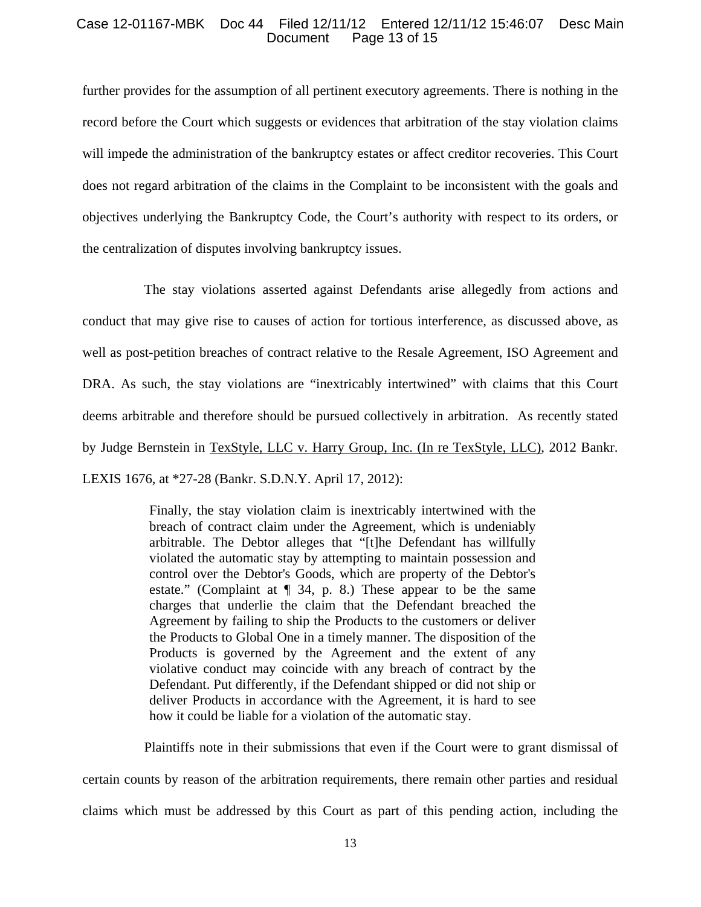further provides for the assumption of all pertinent executory agreements. There is nothing in the record before the Court which suggests or evidences that arbitration of the stay violation claims will impede the administration of the bankruptcy estates or affect creditor recoveries. This Court does not regard arbitration of the claims in the Complaint to be inconsistent with the goals and objectives underlying the Bankruptcy Code, the Court's authority with respect to its orders, or the centralization of disputes involving bankruptcy issues.

The stay violations asserted against Defendants arise allegedly from actions and conduct that may give rise to causes of action for tortious interference, as discussed above, as well as post-petition breaches of contract relative to the Resale Agreement, ISO Agreement and DRA. As such, the stay violations are "inextricably intertwined" with claims that this Court deems arbitrable and therefore should be pursued collectively in arbitration. As recently stated by Judge Bernstein in <u>TexStyle, LLC v. Harry Group, Inc. (In re TexStyle, LLC)</u>, 2012 Bankr. LEXIS 1676, at *27-28 (Bankr. S.D.N.Y. April 17, 2012):

> Finally, the stay violation claim is inextricably intertwined with the breach of contract claim under the Agreement, which is undeniably arbitrable. The Debtor alleges that "[t]he Defendant has willfully violated the automatic stay by attempting to maintain possession and control over the Debtor's Goods, which are property of the Debtor's estate." (Complaint at ¶ 34, p. 8.) These appear to be the same charges that underlie the claim that the Defendant breached the Agreement by failing to ship the Products to the customers or deliver the Products to Global One in a timely manner. The disposition of the Products is governed by the Agreement and the extent of any violative conduct may coincide with any breach of contract by the Defendant. Put differently, if the Defendant shipped or did not ship or deliver Products in accordance with the Agreement, it is hard to see how it could be liable for a violation of the automatic stay.

Plaintiffs note in their submissions that even if the Court were to grant dismissal of certain counts by reason of the arbitration requirements, there remain other parties and residual claims which must be addressed by this Court as part of this pending action, including the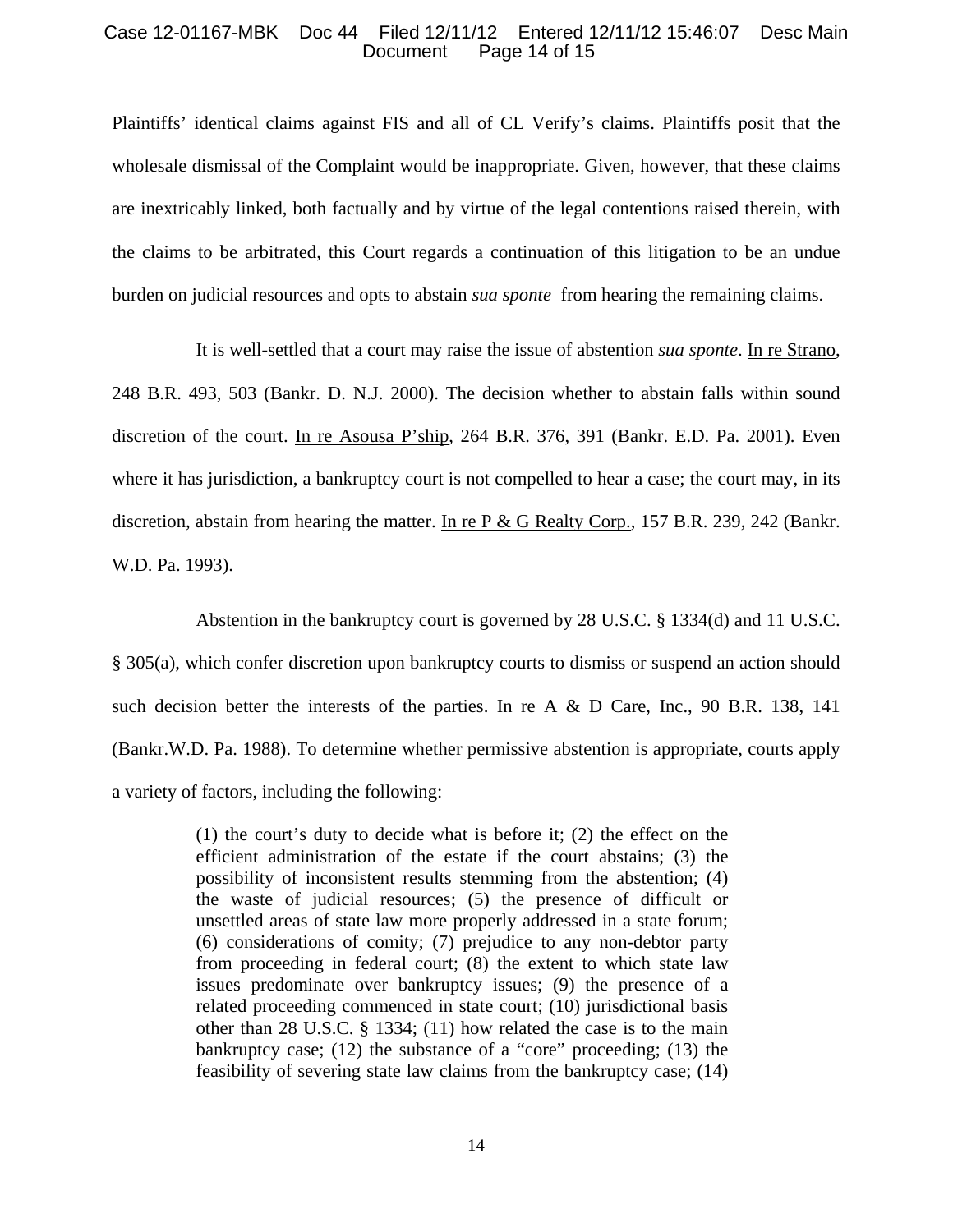Plaintiffs' identical claims against FIS and all of CL Verify's claims. Plaintiffs posit that the wholesale dismissal of the Complaint would be inappropriate. Given, however, that these claims are inextricably linked, both factually and by virtue of the legal contentions raised therein, with the claims to be arbitrated, this Court regards a continuation of this litigation to be an undue burden on judicial resources and opts to abstain *sua sponte* from hearing the remaining claims.

It is well-settled that a court may raise the issue of abstention *sua sponte*. In re Strano, 248 B.R. 493, 503 (Bankr. D. N.J. 2000). The decision whether to abstain falls within sound discretion of the court. In re Asousa P'ship, 264 B.R. 376, 391 (Bankr. E.D. Pa. 2001). Even where it has jurisdiction, a bankruptcy court is not compelled to hear a case; the court may, in its discretion, abstain from hearing the matter. In re P & G Realty Corp., 157 B.R. 239, 242 (Bankr. W.D. Pa. 1993).

Abstention in the bankruptcy court is governed by 28 U.S.C. § 1334(d) and 11 U.S.C. § 305(a), which confer discretion upon bankruptcy courts to dismiss or suspend an action should such decision better the interests of the parties. In re A & D Care, Inc., 90 B.R. 138, 141 (Bankr.W.D. Pa. 1988). To determine whether permissive abstention is appropriate, courts apply a variety of factors, including the following:

> (1) the court's duty to decide what is before it; (2) the effect on the efficient administration of the estate if the court abstains; (3) the possibility of inconsistent results stemming from the abstention; (4) the waste of judicial resources; (5) the presence of difficult or unsettled areas of state law more properly addressed in a state forum; (6) considerations of comity; (7) prejudice to any non-debtor party from proceeding in federal court; (8) the extent to which state law issues predominate over bankruptcy issues; (9) the presence of a related proceeding commenced in state court; (10) jurisdictional basis other than 28 U.S.C. § 1334; (11) how related the case is to the main bankruptcy case; (12) the substance of a "core" proceeding; (13) the feasibility of severing state law claims from the bankruptcy case; (14)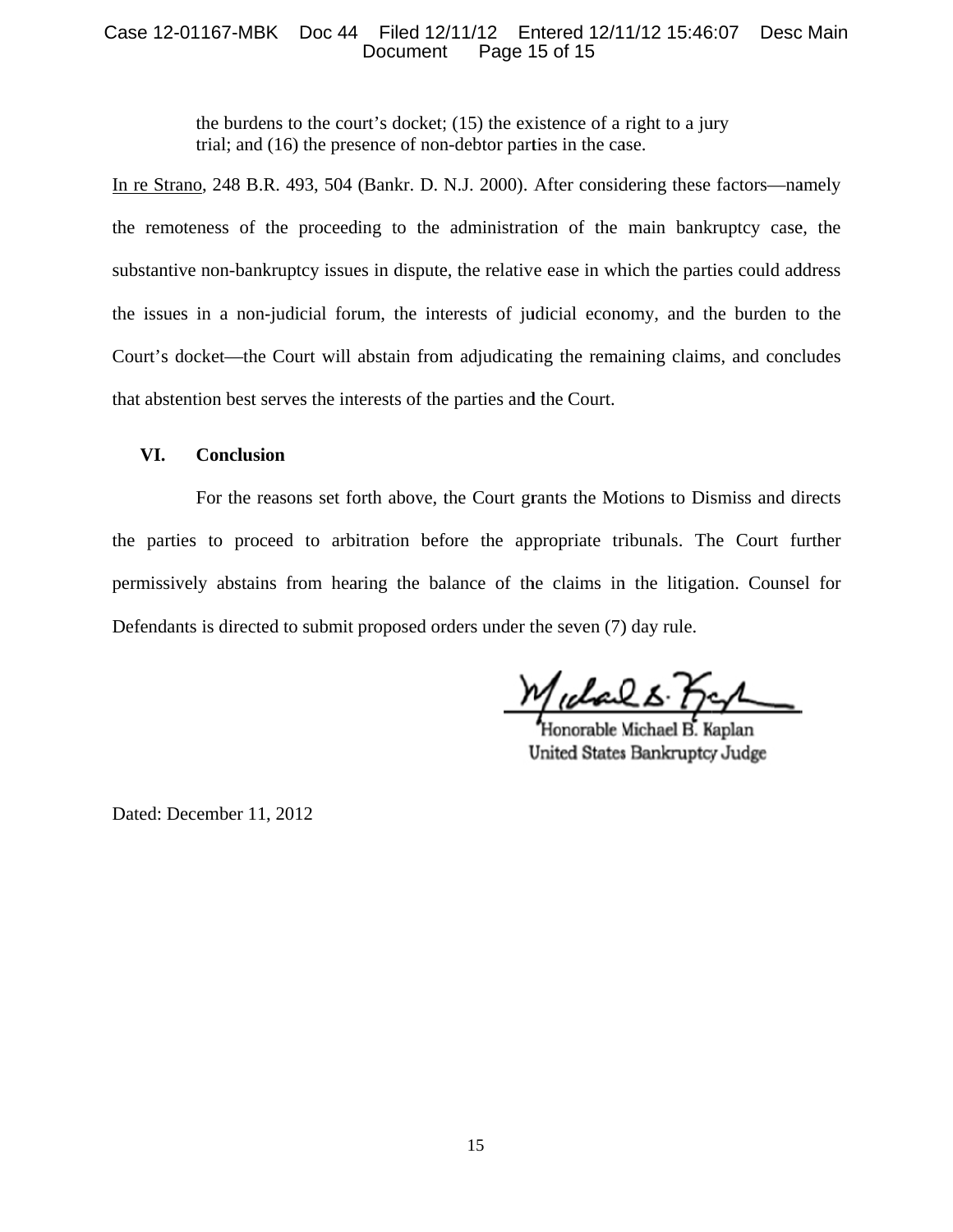the burdens to the court's docket; (15) the existence of a right to a jury trial; and (16) the presence of non-debtor parties in the case.

In re Strano, 248 B.R. 493, 504 (Bankr. D. N.J. 2000). After considering these factors—namely the remoteness of the proceeding to the administration of the main bankruptcy case, the substantive non-bankruptcy issues in dispute, the relative ease in which the parties could address the issues in a non-judicial forum, the interests of judicial economy, and the burden to the Court's docket—the Court will abstain from adjudicating the remaining claims, and concludes that abstention best serves the interests of the parties and the Court.

## VI. Conclusion

For the reasons set forth above, the Court grants the Motions to Dismiss and directs the parties to proceed to arbitration before the appropriate tribunals. The Court further permissively abstains from hearing the balance of the claims in the litigation. Counsel for Defendants is directed to submit proposed orders under the seven (7) day rule.

Honorable Michael B. Kaplan
United States Bankruptcy Judge

Dated: December 11, 2012